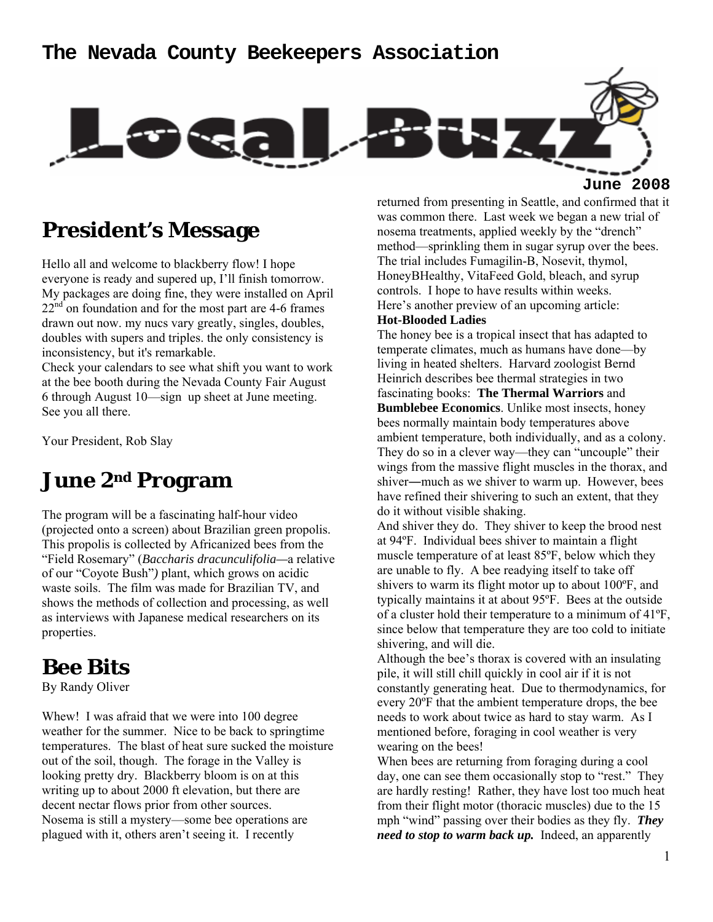# The Nevada County Beekeepers Association

# Local Buzz

**June 2008**

## President's Message

Hello all and welcome to blackberry flow! I hope everyone is ready and supered up, I'll finish tomorrow. My packages are doing fine, they were installed on April 22nd on foundation and for the most part are 4-6 frames drawn out now. my nucs vary greatly, singles, doubles, doubles with supers and triples. the only consistency is inconsistency, but it's remarkable.

Check your calendars to see what shift you want to work at the bee booth during the Nevada County Fair August 6 through August 10—sign up sheet at June meeting. See you all there.

Your President, Rob Slay

## June 2nd Program

The program will be a fascinating half-hour video (projected onto a screen) about Brazilian green propolis. This propolis is collected by Africanized bees from the "Field Rosemary" (*Baccharis dracunculifolia*—a relative of our "Coyote Bush") plant, which grows on acidic waste soils. The film was made for Brazilian TV, and shows the methods of collection and processing, as well as interviews with Japanese medical researchers on its properties.

## Bee Bits

By Randy Oliver

Whew! I was afraid that we were into 100 degree weather for the summer. Nice to be back to springtime temperatures. The blast of heat sure sucked the moisture out of the soil, though. The forage in the Valley is looking pretty dry. Blackberry bloom is on at this writing up to about 2000 ft elevation, but there are decent nectar flows prior from other sources.

Nosema is still a mystery—some bee operations are plagued with it, others aren't seeing it. I recently returned from presenting in Seattle, and confirmed that it was common there. Last week we began a new trial of nosema treatments, applied weekly by the "drench" method—sprinkling them in sugar syrup over the bees. The trial includes Fumagilin-B, Nosevit, thymol, HoneyBHealthy, VitaFeed Gold, bleach, and syrup controls. I hope to have results within weeks.

Here's another preview of an upcoming article:

**Hot-Blooded Ladies**

The honey bee is a tropical insect that has adapted to temperate climates, much as humans have done—by living in heated shelters. Harvard zoologist Bernd Heinrich describes bee thermal strategies in two fascinating books: **The Thermal Warriors** and **Bumblebee Economics**. Unlike most insects, honey bees normally maintain body temperatures above ambient temperature, both individually, and as a colony. They do so in a clever way—they can "uncouple" their wings from the massive flight muscles in the thorax, and shiver—much as we shiver to warm up. However, bees have refined their shivering to such an extent, that they do it without visible shaking.

And shiver they do. They shiver to keep the brood nest at 94ºF. Individual bees shiver to maintain a flight muscle temperature of at least 85ºF, below which they are unable to fly. A bee readying itself to take off shivers to warm its flight motor up to about 100ºF, and typically maintains it at about 95ºF. Bees at the outside of a cluster hold their temperature to a minimum of 41ºF, since below that temperature they are too cold to initiate shivering, and will die.

Although the bee's thorax is covered with an insulating pile, it will still chill quickly in cool air if it is not constantly generating heat. Due to thermodynamics, for every 20ºF that the ambient temperature drops, the bee needs to work about twice as hard to stay warm. As I mentioned before, foraging in cool weather is very wearing on the bees!

When bees are returning from foraging during a cool day, one can see them occasionally stop to "rest." They are hardly resting! Rather, they have lost too much heat from their flight motor (thoracic muscles) due to the 15 mph "wind" passing over their bodies as they fly. ***They need to stop to warm back up.*** Indeed, an apparently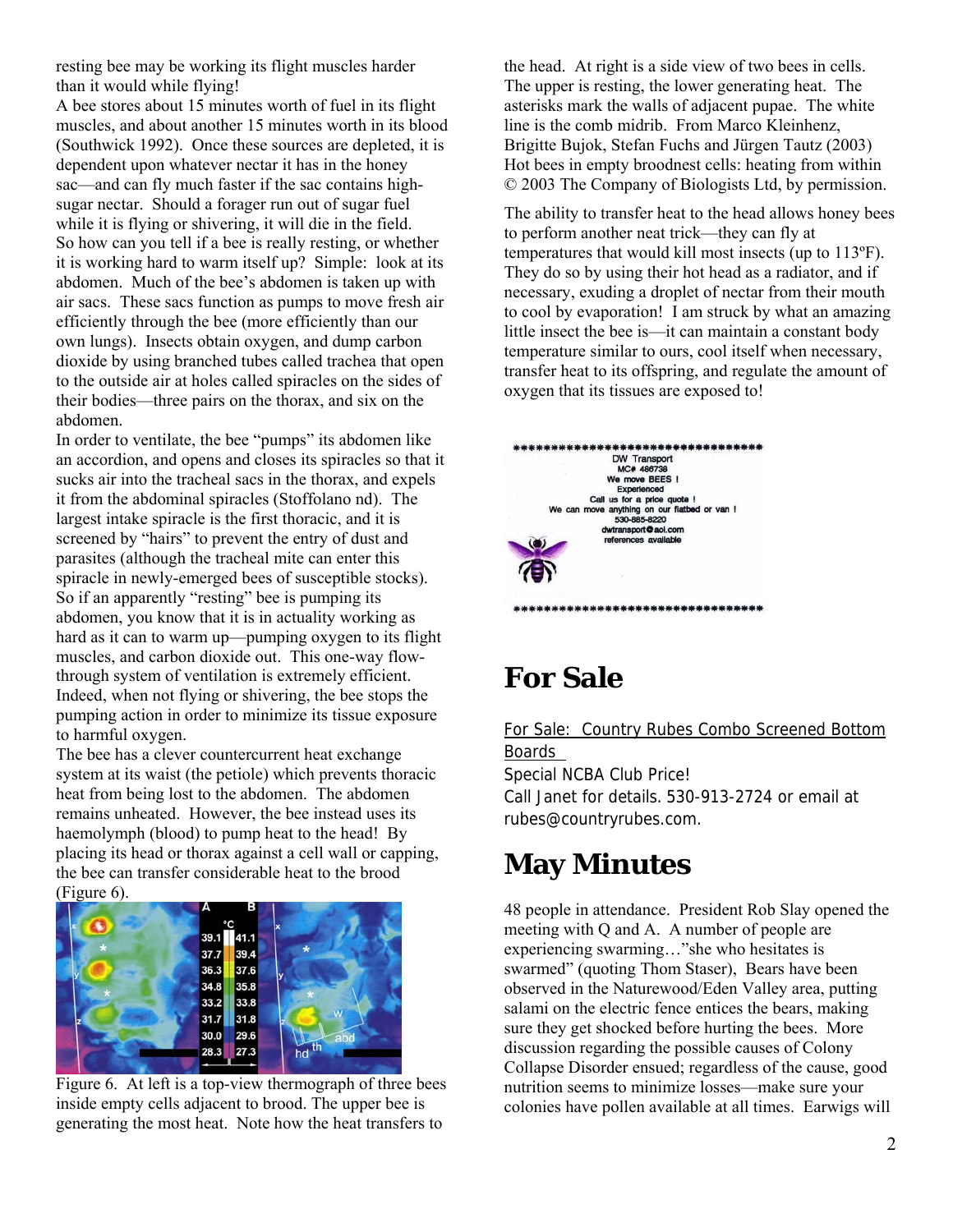resting bee may be working its flight muscles harder than it would while flying!

A bee stores about 15 minutes worth of fuel in its flight muscles, and about another 15 minutes worth in its blood (Southwick 1992). Once these sources are depleted, it is dependent upon whatever nectar it has in the honey sac—and can fly much faster if the sac contains high-sugar nectar. Should a forager run out of sugar fuel while it is flying or shivering, it will die in the field.

So how can you tell if a bee is really resting, or whether it is working hard to warm itself up? Simple: look at its abdomen. Much of the bee's abdomen is taken up with air sacs. These sacs function as pumps to move fresh air efficiently through the bee (more efficiently than our own lungs). Insects obtain oxygen, and dump carbon dioxide by using branched tubes called trachea that open to the outside air at holes called spiracles on the sides of their bodies—three pairs on the thorax, and six on the abdomen.

In order to ventilate, the bee "pumps" its abdomen like an accordion, and opens and closes its spiracles so that it sucks air into the tracheal sacs in the thorax, and expels it from the abdominal spiracles (Stoffolano nd). The largest intake spiracle is the first thoracic, and it is screened by "hairs" to prevent the entry of dust and parasites (although the tracheal mite can enter this spiracle in newly-emerged bees of susceptible stocks). So if an apparently "resting" bee is pumping its abdomen, you know that it is in actuality working as hard as it can to warm up—pumping oxygen to its flight muscles, and carbon dioxide out. This one-way flow-through system of ventilation is extremely efficient. Indeed, when not flying or shivering, the bee stops the pumping action in order to minimize its tissue exposure to harmful oxygen.

The bee has a clever countercurrent heat exchange system at its waist (the petiole) which prevents thoracic heat from being lost to the abdomen. The abdomen remains unheated. However, the bee instead uses its haemolymph (blood) to pump heat to the head! By placing its head or thorax against a cell wall or capping, the bee can transfer considerable heat to the brood (Figure 6).

Figure 6. At left is a top-view thermograph of three bees inside empty cells adjacent to brood. The upper bee is generating the most heat. Note how the heat transfers to the head. At right is a side view of two bees in cells. The upper is resting, the lower generating heat. The asterisks mark the walls of adjacent pupae. The white line is the comb midrib. From Marco Kleinhenz, Brigitte Bujok, Stefan Fuchs and Jürgen Tautz (2003) Hot bees in empty broodnest cells: heating from within © 2003 The Company of Biologists Ltd, by permission.

The ability to transfer heat to the head allows honey bees to perform another neat trick—they can fly at temperatures that would kill most insects (up to 113ºF). They do so by using their hot head as a radiator, and if necessary, exuding a droplet of nectar from their mouth to cool by evaporation! I am struck by what an amazing little insect the bee is—it can maintain a constant body temperature similar to ours, cool itself when necessary, transfer heat to its offspring, and regulate the amount of oxygen that its tissues are exposed to!

DW Transport
MC# 486738
We move BEES !
Experienced
Call us for a price quote !
We can move anything on our flatbed or van !
530-885-8220
dwtransport@aol.com
references available

# For Sale

For Sale: Country Rubes Combo Screened Bottom Boards
Special NCBA Club Price!
Call Janet for details. 530-913-2724 or email at rubes@countryrubes.com.

# May Minutes

48 people in attendance. President Rob Slay opened the meeting with Q and A. A number of people are experiencing swarming…"she who hesitates is swarmed" (quoting Thom Staser), Bears have been observed in the Naturewood/Eden Valley area, putting salami on the electric fence entices the bears, making sure they get shocked before hurting the bees. More discussion regarding the possible causes of Colony Collapse Disorder ensued; regardless of the cause, good nutrition seems to minimize losses—make sure your colonies have pollen available at all times. Earwigs will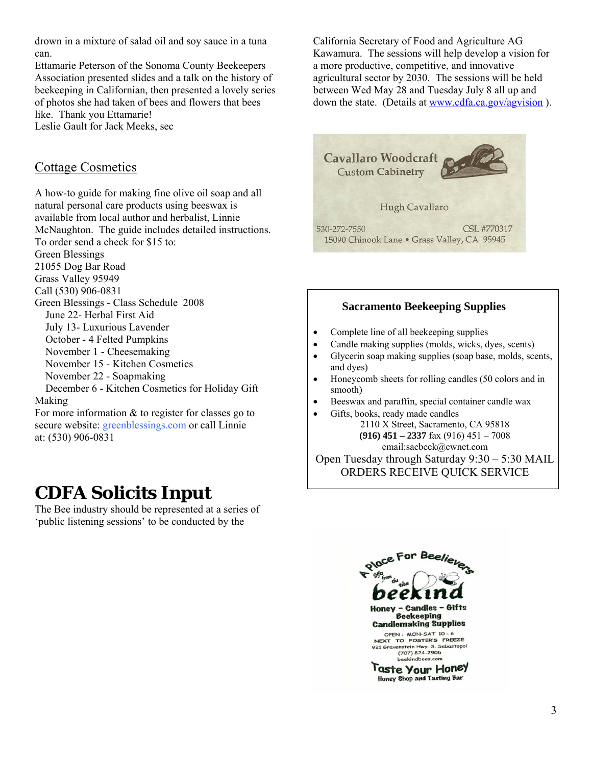drown in a mixture of salad oil and soy sauce in a tuna can.

Ettamarie Peterson of the Sonoma County Beekeepers Association presented slides and a talk on the history of beekeeping in Californian, then presented a lovely series of photos she had taken of bees and flowers that bees like. Thank you Ettamarie!

Leslie Gault for Jack Meeks, sec

## Cottage Cosmetics

A how-to guide for making fine olive oil soap and all natural personal care products using beeswax is available from local author and herbalist, Linnie McNaughton. The guide includes detailed instructions. To order send a check for $15 to:

Green Blessings
21055 Dog Bar Road
Grass Valley 95949
Call (530) 906-0831

Green Blessings - Class Schedule 2008

- June 22- Herbal First Aid
- July 13- Luxurious Lavender
- October - 4 Felted Pumpkins
- November 1 - Cheesemaking
- November 15 - Kitchen Cosmetics
- November 22 - Soapmaking
- December 6 - Kitchen Cosmetics for Holiday Gift Making

For more information & to register for classes go to secure website: greenblessings.com or call Linnie at: (530) 906-0831

# CDFA Solicits Input

The Bee industry should be represented at a series of 'public listening sessions' to be conducted by the California Secretary of Food and Agriculture AG Kawamura. The sessions will help develop a vision for a more productive, competitive, and innovative agricultural sector by 2030. The sessions will be held between Wed May 28 and Tuesday July 8 all up and down the state. (Details at www.cdfa.ca.gov/agvision ).

Cavallaro Woodcraft
Custom Cabinetry

Hugh Cavallaro

530-272-7550 CSL #770317
15090 Chinook Lane • Grass Valley, CA 95945

**Sacramento Beekeeping Supplies**

- Complete line of all beekeeping supplies
- Candle making supplies (molds, wicks, dyes, scents)
- Glycerin soap making supplies (soap base, molds, scents, and dyes)
- Honeycomb sheets for rolling candles (50 colors and in smooth)
- Beeswax and paraffin, special container candle wax
- Gifts, books, ready made candles

2110 X Street, Sacramento, CA 95818
**(916) 451 – 2337** fax (916) 451 – 7008
email:sacbeek@cwnet.com

Open Tuesday through Saturday 9:30 – 5:30 MAIL ORDERS RECEIVE QUICK SERVICE

A Place For Beelievers
Gifts from the Hive
beekind
Honey - Candles - Gifts
Beekeeping
Candlemaking Supplies
OPEN: MON-SAT 10 - 6
NEXT TO FOSTER'S FREEZE
921 Gravenstein Hwy. S. Sebastopol
(707) 824-2905
beekindbees.com
Taste Your Honey
Honey Shop and Tasting Bar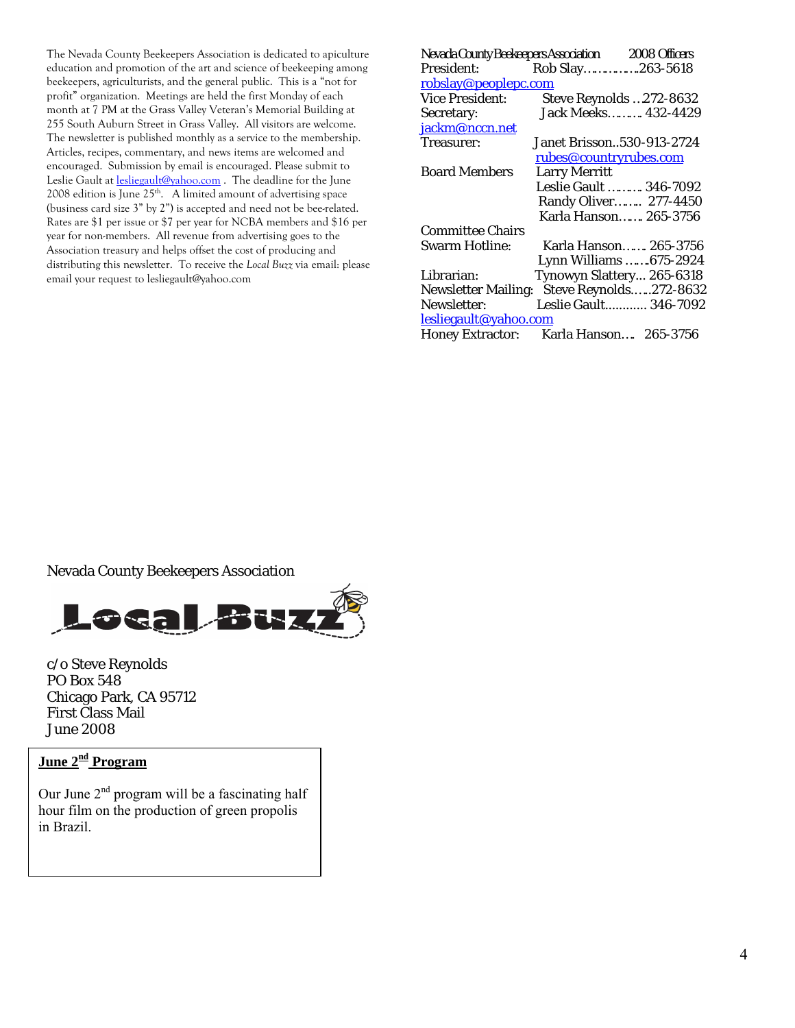The Nevada County Beekeepers Association is dedicated to apiculture education and promotion of the art and science of beekeeping among beekeepers, agriculturists, and the general public. This is a "not for profit" organization. Meetings are held the first Monday of each month at 7 PM at the Grass Valley Veteran's Memorial Building at 255 South Auburn Street in Grass Valley. All visitors are welcome. The newsletter is published monthly as a service to the membership. Articles, recipes, commentary, and news items are welcomed and encouraged. Submission by email is encouraged. Please submit to Leslie Gault at lesliegault@yahoo.com . The deadline for the June 2008 edition is June 25th. A limited amount of advertising space (business card size 3" by 2") is accepted and need not be bee-related. Rates are $1 per issue or $7 per year for NCBA members and $16 per year for non-members. All revenue from advertising goes to the Association treasury and helps offset the cost of producing and distributing this newsletter. To receive the *Local Buzz* via email: please email your request to lesliegault@yahoo.com

**Nevada County Beekeepers Association 2008 Officers**

President: Rob Slay…………..263-5618
robslay@peoplepc.com
Vice President: Steve Reynolds …272-8632
Secretary: Jack Meeks……… 432-4429
jackm@nccn.net
Treasurer: Janet Brisson..530-913-2724
rubes@countryrubes.com
Board Members: Larry Merritt
Leslie Gault ……… 346-7092
Randy Oliver……. 277-4450
Karla Hanson…… 265-3756

Committee Chairs
Swarm Hotline: Karla Hanson…… 265-3756
Lynn Williams ……675-2924
Librarian: Tynowyn Slattery... 265-6318
Newsletter Mailing: Steve Reynolds…..272-8632
Newsletter: Leslie Gault............ 346-7092
lesliegault@yahoo.com
Honey Extractor: Karla Hanson…. 265-3756

Nevada County Beekeepers Association

Local Buzz

c/o Steve Reynolds
PO Box 548
Chicago Park, CA 95712
First Class Mail
June 2008

**June 2nd Program**

Our June 2nd program will be a fascinating half hour film on the production of green propolis in Brazil.